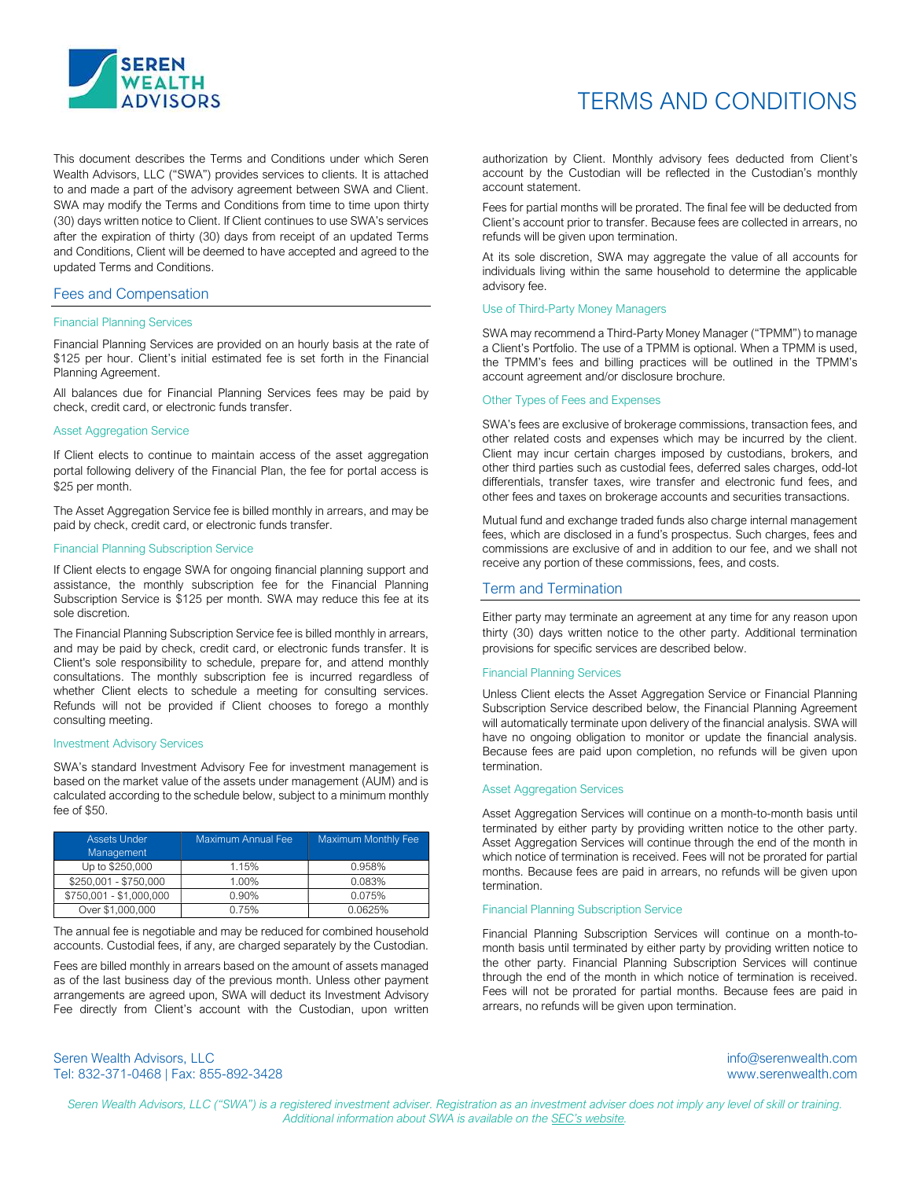# TERMS AND CONDITIONS

This document describes the Terms and Conditions under which Seren Wealth Advisors, LLC ("SWA") provides services to clients. It is attached to and made a part of the advisory agreement between SWA and Client. SWA may modify the Terms and Conditions from time to time upon thirty (30) days written notice to Client. If Client continues to use SWA's services after the expiration of thirty (30) days from receipt of an updated Terms and Conditions, Client will be deemed to have accepted and agreed to the updated Terms and Conditions.

## Fees and Compensation

### Financial Planning Services

Financial Planning Services are provided on an hourly basis at the rate of $125 per hour. Client's initial estimated fee is set forth in the Financial Planning Agreement.

All balances due for Financial Planning Services fees may be paid by check, credit card, or electronic funds transfer.

### Asset Aggregation Service

If Client elects to continue to maintain access of the asset aggregation portal following delivery of the Financial Plan, the fee for portal access is $25 per month.

The Asset Aggregation Service fee is billed monthly in arrears, and may be paid by check, credit card, or electronic funds transfer.

### Financial Planning Subscription Service

If Client elects to engage SWA for ongoing financial planning support and assistance, the monthly subscription fee for the Financial Planning Subscription Service is $125 per month. SWA may reduce this fee at its sole discretion.

The Financial Planning Subscription Service fee is billed monthly in arrears, and may be paid by check, credit card, or electronic funds transfer. It is Client's sole responsibility to schedule, prepare for, and attend monthly consultations. The monthly subscription fee is incurred regardless of whether Client elects to schedule a meeting for consulting services. Refunds will not be provided if Client chooses to forego a monthly consulting meeting.

### Investment Advisory Services

SWA's standard Investment Advisory Fee for investment management is based on the market value of the assets under management (AUM) and is calculated according to the schedule below, subject to a minimum monthly fee of $50.

| Assets Under Management | Maximum Annual Fee | Maximum Monthly Fee |
|---|---|---|
| Up to $250,000 | 1.15% | 0.958% |
| $250,001 - $750,000 | 1.00% | 0.083% |
| $750,001 - $1,000,000 | 0.90% | 0.075% |
| Over $1,000,000 | 0.75% | 0.0625% |

The annual fee is negotiable and may be reduced for combined household accounts. Custodial fees, if any, are charged separately by the Custodian.

Fees are billed monthly in arrears based on the amount of assets managed as of the last business day of the previous month. Unless other payment arrangements are agreed upon, SWA will deduct its Investment Advisory Fee directly from Client's account with the Custodian, upon written authorization by Client. Monthly advisory fees deducted from Client's account by the Custodian will be reflected in the Custodian's monthly account statement.

Fees for partial months will be prorated. The final fee will be deducted from Client's account prior to transfer. Because fees are collected in arrears, no refunds will be given upon termination.

At its sole discretion, SWA may aggregate the value of all accounts for individuals living within the same household to determine the applicable advisory fee.

### Use of Third-Party Money Managers

SWA may recommend a Third-Party Money Manager ("TPMM") to manage a Client's Portfolio. The use of a TPMM is optional. When a TPMM is used, the TPMM's fees and billing practices will be outlined in the TPMM's account agreement and/or disclosure brochure.

### Other Types of Fees and Expenses

SWA's fees are exclusive of brokerage commissions, transaction fees, and other related costs and expenses which may be incurred by the client. Client may incur certain charges imposed by custodians, brokers, and other third parties such as custodial fees, deferred sales charges, odd-lot differentials, transfer taxes, wire transfer and electronic fund fees, and other fees and taxes on brokerage accounts and securities transactions.

Mutual fund and exchange traded funds also charge internal management fees, which are disclosed in a fund's prospectus. Such charges, fees and commissions are exclusive of and in addition to our fee, and we shall not receive any portion of these commissions, fees, and costs.

## Term and Termination

Either party may terminate an agreement at any time for any reason upon thirty (30) days written notice to the other party. Additional termination provisions for specific services are described below.

### Financial Planning Services

Unless Client elects the Asset Aggregation Service or Financial Planning Subscription Service described below, the Financial Planning Agreement will automatically terminate upon delivery of the financial analysis. SWA will have no ongoing obligation to monitor or update the financial analysis. Because fees are paid upon completion, no refunds will be given upon termination.

### Asset Aggregation Services

Asset Aggregation Services will continue on a month-to-month basis until terminated by either party by providing written notice to the other party. Asset Aggregation Services will continue through the end of the month in which notice of termination is received. Fees will not be prorated for partial months. Because fees are paid in arrears, no refunds will be given upon termination.

### Financial Planning Subscription Service

Financial Planning Subscription Services will continue on a month-to-month basis until terminated by either party by providing written notice to the other party. Financial Planning Subscription Services will continue through the end of the month in which notice of termination is received. Fees will not be prorated for partial months. Because fees are paid in arrears, no refunds will be given upon termination.

Seren Wealth Advisors, LLC
Tel: 832-371-0468 | Fax: 855-892-3428

info@serenwealth.com
www.serenwealth.com

*Seren Wealth Advisors, LLC ("SWA") is a registered investment adviser. Registration as an investment adviser does not imply any level of skill or training. Additional information about SWA is available on the SEC's website.*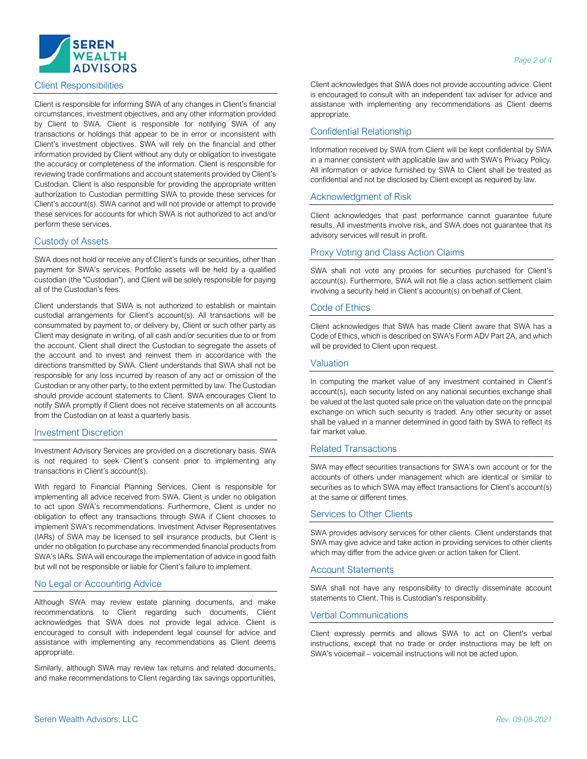## Client Responsibilities

Client is responsible for informing SWA of any changes in Client's financial circumstances, investment objectives, and any other information provided by Client to SWA. Client is responsible for notifying SWA of any transactions or holdings that appear to be in error or inconsistent with Client's investment objectives. SWA will rely on the financial and other information provided by Client without any duty or obligation to investigate the accuracy or completeness of the information. Client is responsible for reviewing trade confirmations and account statements provided by Client's Custodian. Client is also responsible for providing the appropriate written authorization to Custodian permitting SWA to provide these services for Client's account(s). SWA cannot and will not provide or attempt to provide these services for accounts for which SWA is not authorized to act and/or perform these services.

## Custody of Assets

SWA does not hold or receive any of Client's funds or securities, other than payment for SWA's services. Portfolio assets will be held by a qualified custodian (the "Custodian"), and Client will be solely responsible for paying all of the Custodian's fees.

Client understands that SWA is not authorized to establish or maintain custodial arrangements for Client's account(s). All transactions will be consummated by payment to, or delivery by, Client or such other party as Client may designate in writing, of all cash and/or securities due to or from the account. Client shall direct the Custodian to segregate the assets of the account and to invest and reinvest them in accordance with the directions transmitted by SWA. Client understands that SWA shall not be responsible for any loss incurred by reason of any act or omission of the Custodian or any other party, to the extent permitted by law. The Custodian should provide account statements to Client. SWA encourages Client to notify SWA promptly if Client does not receive statements on all accounts from the Custodian on at least a quarterly basis.

## Investment Discretion

Investment Advisory Services are provided on a discretionary basis. SWA is not required to seek Client's consent prior to implementing any transactions in Client's account(s).

With regard to Financial Planning Services, Client is responsible for implementing all advice received from SWA. Client is under no obligation to act upon SWA's recommendations. Furthermore, Client is under no obligation to effect any transactions through SWA if Client chooses to implement SWA's recommendations. Investment Adviser Representatives (IARs) of SWA may be licensed to sell insurance products, but Client is under no obligation to purchase any recommended financial products from SWA's IARs. SWA will encourage the implementation of advice in good faith but will not be responsible or liable for Client's failure to implement.

## No Legal or Accounting Advice

Although SWA may review estate planning documents, and make recommendations to Client regarding such documents, Client acknowledges that SWA does not provide legal advice. Client is encouraged to consult with independent legal counsel for advice and assistance with implementing any recommendations as Client deems appropriate.

Similarly, although SWA may review tax returns and related documents, and make recommendations to Client regarding tax savings opportunities, Client acknowledges that SWA does not provide accounting advice. Client is encouraged to consult with an independent tax adviser for advice and assistance with implementing any recommendations as Client deems appropriate.

## Confidential Relationship

Information received by SWA from Client will be kept confidential by SWA in a manner consistent with applicable law and with SWA's Privacy Policy. All information or advice furnished by SWA to Client shall be treated as confidential and not be disclosed by Client except as required by law.

## Acknowledgment of Risk

Client acknowledges that past performance cannot guarantee future results. All investments involve risk, and SWA does not guarantee that its advisory services will result in profit.

## Proxy Voting and Class Action Claims

SWA shall not vote any proxies for securities purchased for Client's account(s). Furthermore, SWA will not file a class action settlement claim involving a security held in Client's account(s) on behalf of Client.

## Code of Ethics

Client acknowledges that SWA has made Client aware that SWA has a Code of Ethics, which is described on SWA's Form ADV Part 2A, and which will be provided to Client upon request.

## Valuation

In computing the market value of any investment contained in Client's account(s), each security listed on any national securities exchange shall be valued at the last quoted sale price on the valuation date on the principal exchange on which such security is traded. Any other security or asset shall be valued in a manner determined in good faith by SWA to reflect its fair market value.

## Related Transactions

SWA may effect securities transactions for SWA's own account or for the accounts of others under management which are identical or similar to securities as to which SWA may effect transactions for Client's account(s) at the same or different times.

## Services to Other Clients

SWA provides advisory services for other clients. Client understands that SWA may give advice and take action in providing services to other clients which may differ from the advice given or action taken for Client.

## Account Statements

SWA shall not have any responsibility to directly disseminate account statements to Client. This is Custodian's responsibility.

## Verbal Communications

Client expressly permits and allows SWA to act on Client's verbal instructions, except that no trade or order instructions may be left on SWA's voicemail – voicemail instructions will not be acted upon.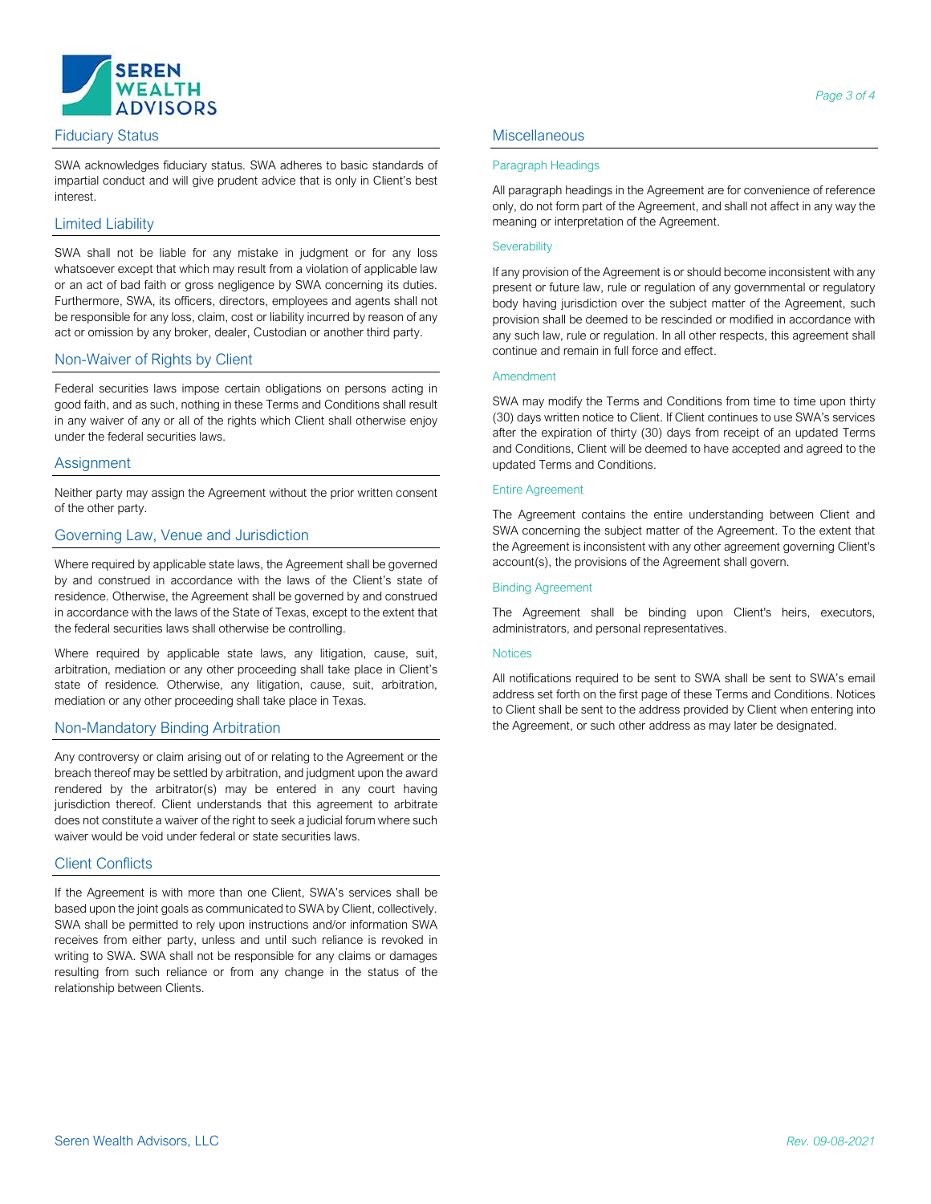## Fiduciary Status

SWA acknowledges fiduciary status. SWA adheres to basic standards of impartial conduct and will give prudent advice that is only in Client's best interest.

## Limited Liability

SWA shall not be liable for any mistake in judgment or for any loss whatsoever except that which may result from a violation of applicable law or an act of bad faith or gross negligence by SWA concerning its duties. Furthermore, SWA, its officers, directors, employees and agents shall not be responsible for any loss, claim, cost or liability incurred by reason of any act or omission by any broker, dealer, Custodian or another third party.

## Non-Waiver of Rights by Client

Federal securities laws impose certain obligations on persons acting in good faith, and as such, nothing in these Terms and Conditions shall result in any waiver of any or all of the rights which Client shall otherwise enjoy under the federal securities laws.

## Assignment

Neither party may assign the Agreement without the prior written consent of the other party.

## Governing Law, Venue and Jurisdiction

Where required by applicable state laws, the Agreement shall be governed by and construed in accordance with the laws of the Client's state of residence. Otherwise, the Agreement shall be governed by and construed in accordance with the laws of the State of Texas, except to the extent that the federal securities laws shall otherwise be controlling.

Where required by applicable state laws, any litigation, cause, suit, arbitration, mediation or any other proceeding shall take place in Client's state of residence. Otherwise, any litigation, cause, suit, arbitration, mediation or any other proceeding shall take place in Texas.

## Non-Mandatory Binding Arbitration

Any controversy or claim arising out of or relating to the Agreement or the breach thereof may be settled by arbitration, and judgment upon the award rendered by the arbitrator(s) may be entered in any court having jurisdiction thereof. Client understands that this agreement to arbitrate does not constitute a waiver of the right to seek a judicial forum where such waiver would be void under federal or state securities laws.

## Client Conflicts

If the Agreement is with more than one Client, SWA's services shall be based upon the joint goals as communicated to SWA by Client, collectively. SWA shall be permitted to rely upon instructions and/or information SWA receives from either party, unless and until such reliance is revoked in writing to SWA. SWA shall not be responsible for any claims or damages resulting from such reliance or from any change in the status of the relationship between Clients.

## Miscellaneous

### Paragraph Headings

All paragraph headings in the Agreement are for convenience of reference only, do not form part of the Agreement, and shall not affect in any way the meaning or interpretation of the Agreement.

### Severability

If any provision of the Agreement is or should become inconsistent with any present or future law, rule or regulation of any governmental or regulatory body having jurisdiction over the subject matter of the Agreement, such provision shall be deemed to be rescinded or modified in accordance with any such law, rule or regulation. In all other respects, this agreement shall continue and remain in full force and effect.

### Amendment

SWA may modify the Terms and Conditions from time to time upon thirty (30) days written notice to Client. If Client continues to use SWA's services after the expiration of thirty (30) days from receipt of an updated Terms and Conditions, Client will be deemed to have accepted and agreed to the updated Terms and Conditions.

### Entire Agreement

The Agreement contains the entire understanding between Client and SWA concerning the subject matter of the Agreement. To the extent that the Agreement is inconsistent with any other agreement governing Client's account(s), the provisions of the Agreement shall govern.

### Binding Agreement

The Agreement shall be binding upon Client's heirs, executors, administrators, and personal representatives.

### Notices

All notifications required to be sent to SWA shall be sent to SWA's email address set forth on the first page of these Terms and Conditions. Notices to Client shall be sent to the address provided by Client when entering into the Agreement, or such other address as may later be designated.